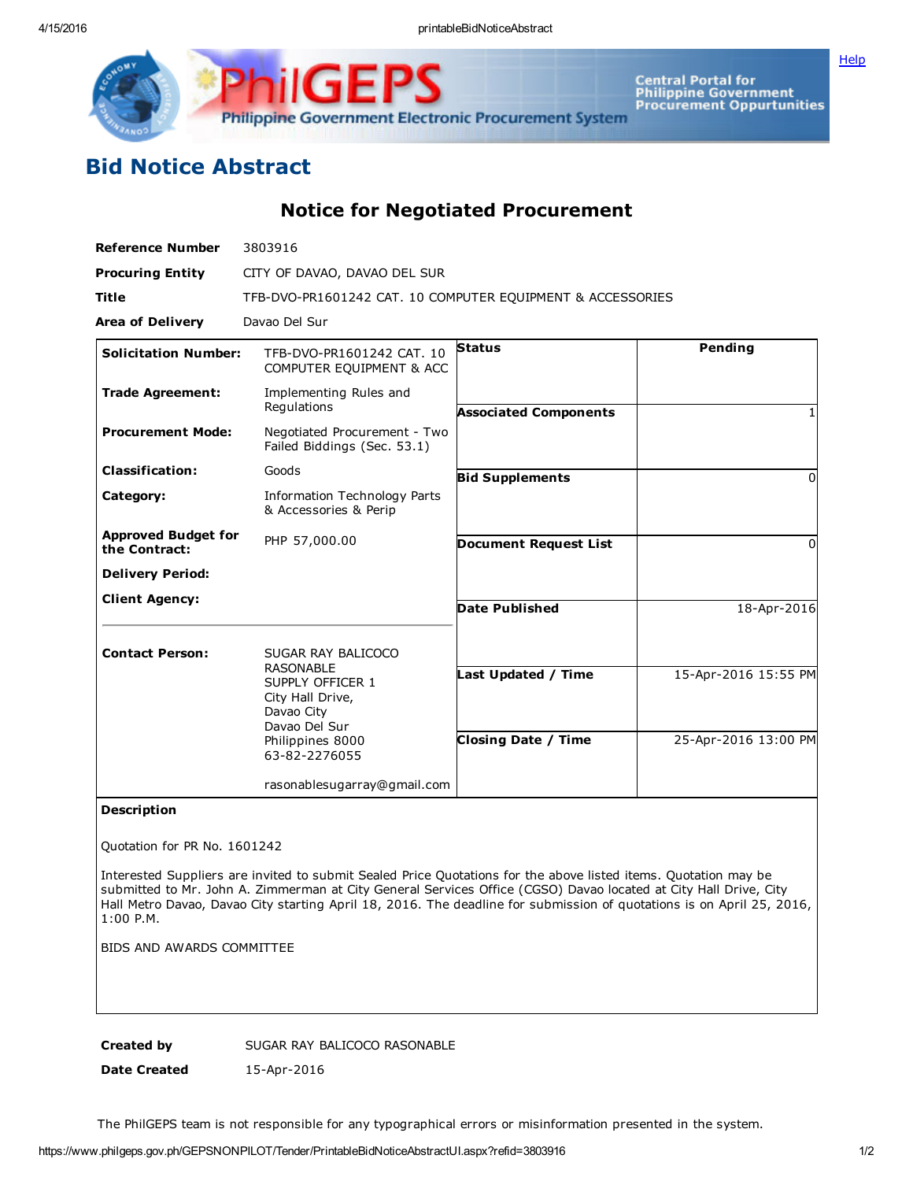# Bid Notice Abstract

## Notice for Negotiated Procurement

**Reference Number** 3803916

**Procuring Entity** CITY OF DAVAO, DAVAO DEL SUR

**Title** TFB-DVO-PR1601242 CAT. 10 COMPUTER EQUIPMENT & ACCESSORIES

**Area of Delivery** Davao Del Sur

| | | | |
|---|---|---|---|
| **Solicitation Number:** | TFB-DVO-PR1601242 CAT. 10 COMPUTER EQUIPMENT & ACC | **Status** | Pending |
| **Trade Agreement:** | Implementing Rules and Regulations | **Associated Components** | 1 |
| **Procurement Mode:** | Negotiated Procurement - Two Failed Biddings (Sec. 53.1) | | |
| **Classification:** | Goods | **Bid Supplements** | 0 |
| **Category:** | Information Technology Parts & Accessories & Perip | | |
| **Approved Budget for the Contract:** | PHP 57,000.00 | **Document Request List** | 0 |
| **Delivery Period:** | | | |
| **Client Agency:** | | **Date Published** | 18-Apr-2016 |
| **Contact Person:** | SUGAR RAY BALICOCO RASONABLE<br>SUPPLY OFFICER 1<br>City Hall Drive,<br>Davao City<br>Davao Del Sur<br>Philippines 8000<br>63-82-2276055<br><br>rasonablesugarray@gmail.com | **Last Updated / Time** | 15-Apr-2016 15:55 PM |
| | | **Closing Date / Time** | 25-Apr-2016 13:00 PM |

**Description**

Quotation for PR No. 1601242

Interested Suppliers are invited to submit Sealed Price Quotations for the above listed items. Quotation may be submitted to Mr. John A. Zimmerman at City General Services Office (CGSO) Davao located at City Hall Drive, City Hall Metro Davao, Davao City starting April 18, 2016. The deadline for submission of quotations is on April 25, 2016, 1:00 P.M.

BIDS AND AWARDS COMMITTEE

**Created by** SUGAR RAY BALICOCO RASONABLE

**Date Created** 15-Apr-2016

The PhilGEPS team is not responsible for any typographical errors or misinformation presented in the system.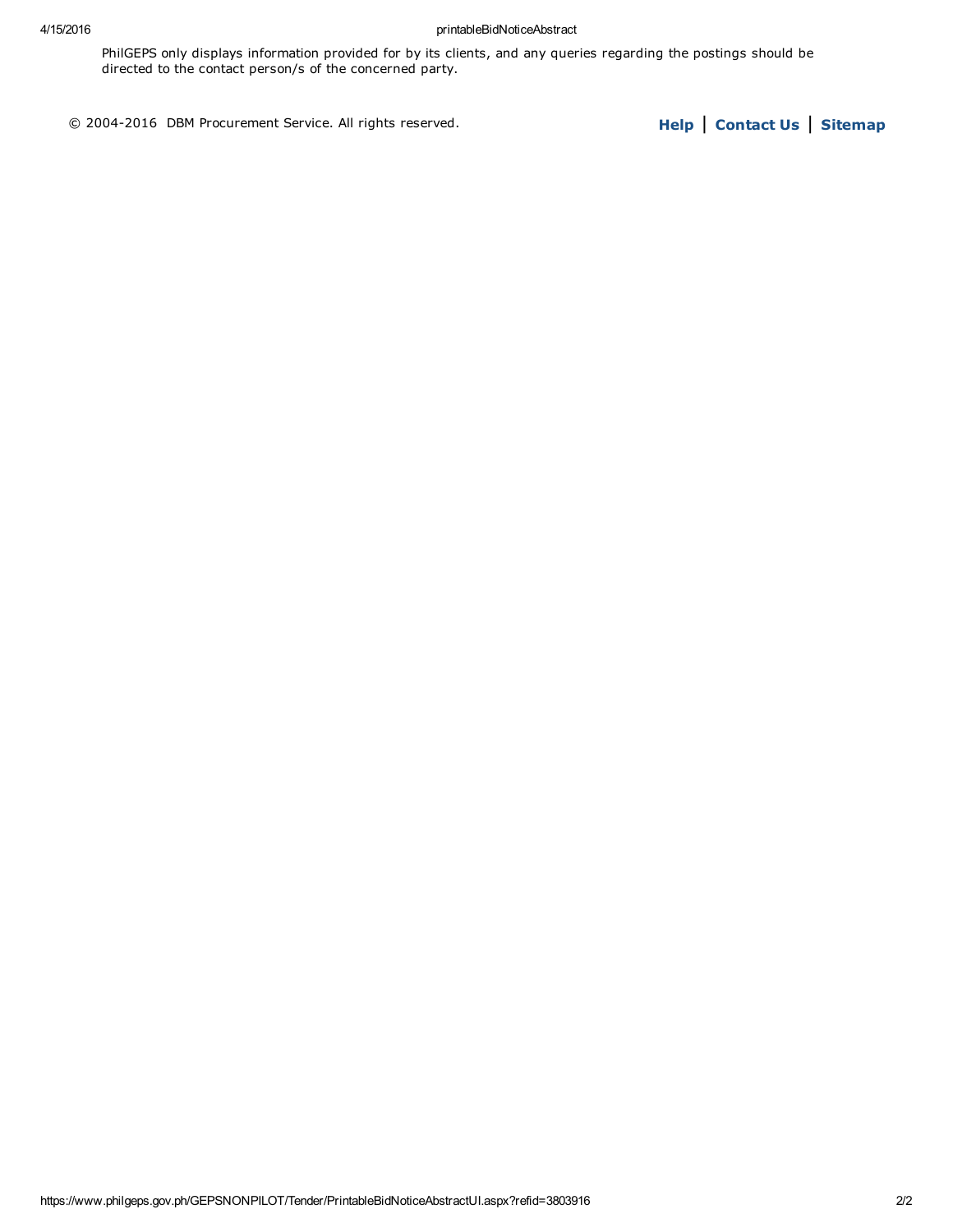PhilGEPS only displays information provided for by its clients, and any queries regarding the postings should be directed to the contact person/s of the concerned party.

© 2004-2016 DBM Procurement Service. All rights reserved.

**Help** | **Contact Us** | **Sitemap**